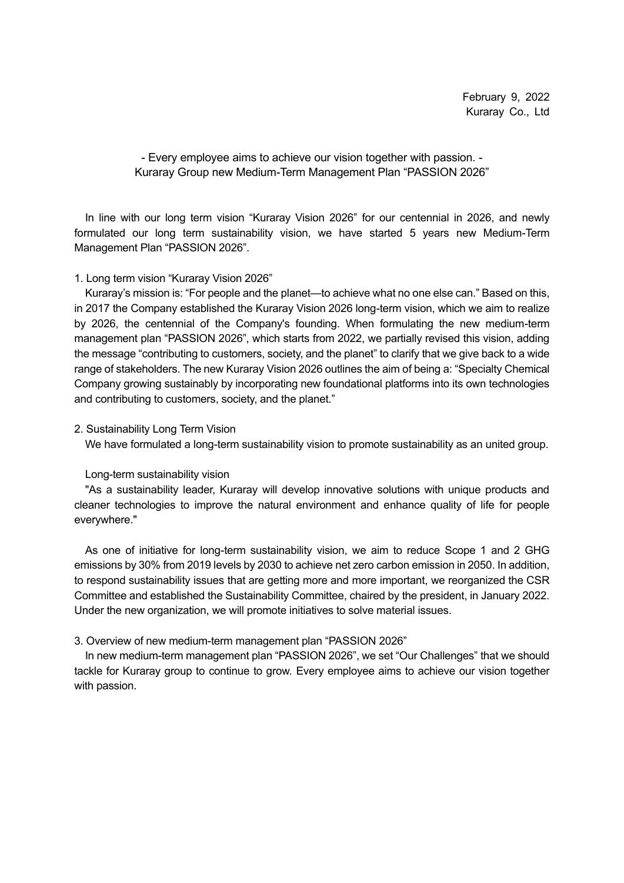February 9, 2022
Kuraray Co., Ltd

# - Every employee aims to achieve our vision together with passion. -
# Kuraray Group new Medium-Term Management Plan "PASSION 2026"

In line with our long term vision "Kuraray Vision 2026" for our centennial in 2026, and newly formulated our long term sustainability vision, we have started 5 years new Medium-Term Management Plan "PASSION 2026".

## 1. Long term vision "Kuraray Vision 2026"

Kuraray's mission is: "For people and the planet—to achieve what no one else can." Based on this, in 2017 the Company established the Kuraray Vision 2026 long-term vision, which we aim to realize by 2026, the centennial of the Company's founding. When formulating the new medium-term management plan "PASSION 2026", which starts from 2022, we partially revised this vision, adding the message "contributing to customers, society, and the planet" to clarify that we give back to a wide range of stakeholders. The new Kuraray Vision 2026 outlines the aim of being a: "Specialty Chemical Company growing sustainably by incorporating new foundational platforms into its own technologies and contributing to customers, society, and the planet."

## 2. Sustainability Long Term Vision

We have formulated a long-term sustainability vision to promote sustainability as an united group.

Long-term sustainability vision

"As a sustainability leader, Kuraray will develop innovative solutions with unique products and cleaner technologies to improve the natural environment and enhance quality of life for people everywhere."

As one of initiative for long-term sustainability vision, we aim to reduce Scope 1 and 2 GHG emissions by 30% from 2019 levels by 2030 to achieve net zero carbon emission in 2050. In addition, to respond sustainability issues that are getting more and more important, we reorganized the CSR Committee and established the Sustainability Committee, chaired by the president, in January 2022. Under the new organization, we will promote initiatives to solve material issues.

## 3. Overview of new medium-term management plan "PASSION 2026"

In new medium-term management plan "PASSION 2026", we set "Our Challenges" that we should tackle for Kuraray group to continue to grow. Every employee aims to achieve our vision together with passion.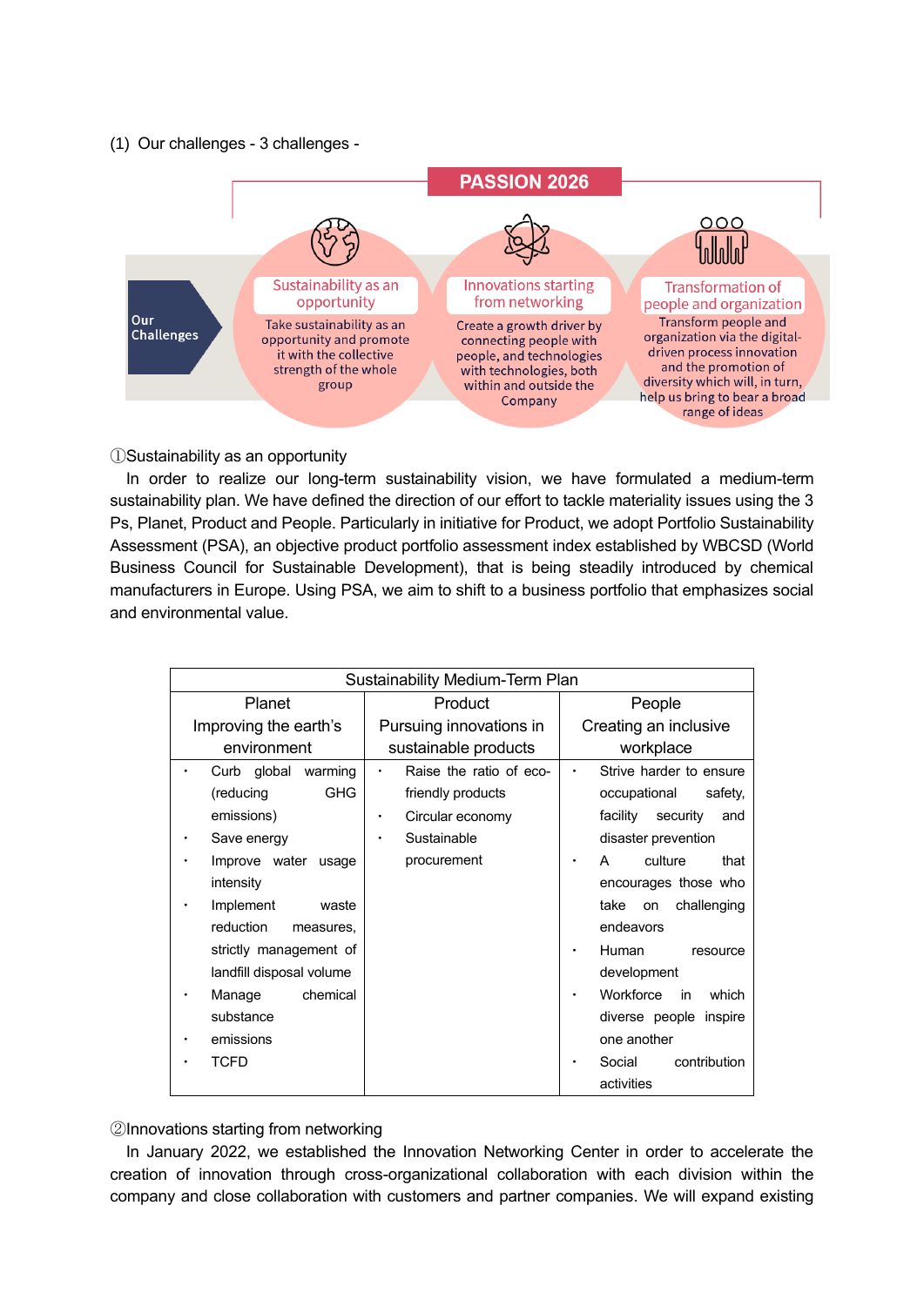(1) Our challenges - 3 challenges -

**PASSION 2026**

**Our Challenges**

**Sustainability as an opportunity**
Take sustainability as an opportunity and promote it with the collective strength of the whole group

**Innovations starting from networking**
Create a growth driver by connecting people with people, and technologies with technologies, both within and outside the Company

**Transformation of people and organization**
Transform people and organization via the digital-driven process innovation and the promotion of diversity which will, in turn, help us bring to bear a broad range of ideas

①Sustainability as an opportunity

In order to realize our long-term sustainability vision, we have formulated a medium-term sustainability plan. We have defined the direction of our effort to tackle materiality issues using the 3 Ps, Planet, Product and People. Particularly in initiative for Product, we adopt Portfolio Sustainability Assessment (PSA), an objective product portfolio assessment index established by WBCSD (World Business Council for Sustainable Development), that is being steadily introduced by chemical manufacturers in Europe. Using PSA, we aim to shift to a business portfolio that emphasizes social and environmental value.

| Sustainability Medium-Term Plan | | |
|---|---|---|
| Planet<br>Improving the earth's environment | Product<br>Pursuing innovations in sustainable products | People<br>Creating an inclusive workplace |
| ・ Curb global warming (reducing GHG emissions)<br>・ Save energy<br>・ Improve water usage intensity<br>・ Implement waste reduction measures, strictly management of landfill disposal volume<br>・ Manage chemical substance<br>・ emissions<br>・ TCFD | ・ Raise the ratio of eco-friendly products<br>・ Circular economy<br>・ Sustainable procurement | ・ Strive harder to ensure occupational safety, facility security and disaster prevention<br>・ A culture that encourages those who take on challenging endeavors<br>・ Human resource development<br>・ Workforce in which diverse people inspire one another<br>・ Social contribution activities |

②Innovations starting from networking

In January 2022, we established the Innovation Networking Center in order to accelerate the creation of innovation through cross-organizational collaboration with each division within the company and close collaboration with customers and partner companies. We will expand existing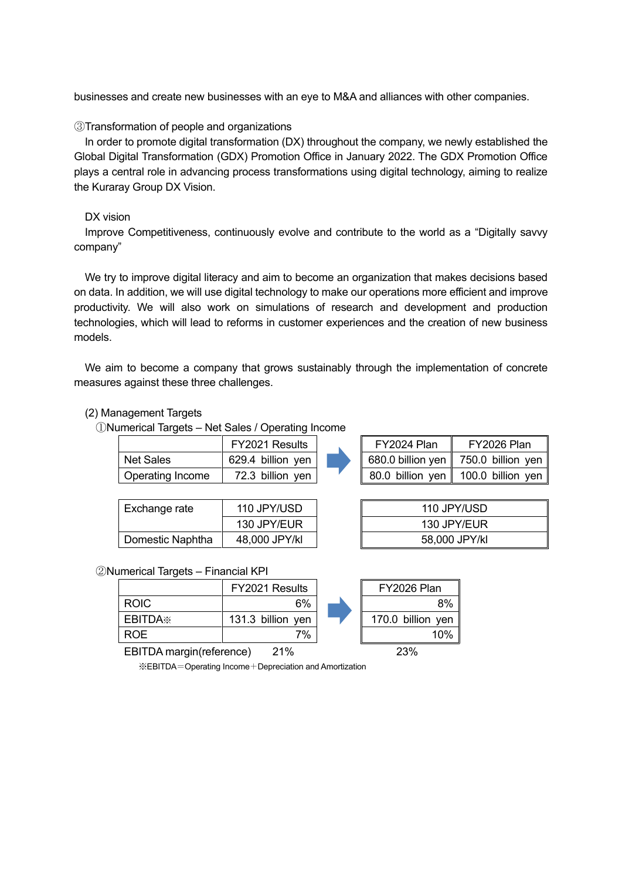businesses and create new businesses with an eye to M&A and alliances with other companies.

③Transformation of people and organizations

In order to promote digital transformation (DX) throughout the company, we newly established the Global Digital Transformation (GDX) Promotion Office in January 2022. The GDX Promotion Office plays a central role in advancing process transformations using digital technology, aiming to realize the Kuraray Group DX Vision.

DX vision

Improve Competitiveness, continuously evolve and contribute to the world as a "Digitally savvy company"

We try to improve digital literacy and aim to become an organization that makes decisions based on data. In addition, we will use digital technology to make our operations more efficient and improve productivity. We will also work on simulations of research and development and production technologies, which will lead to reforms in customer experiences and the creation of new business models.

We aim to become a company that grows sustainably through the implementation of concrete measures against these three challenges.

(2) Management Targets

①Numerical Targets – Net Sales / Operating Income

| | FY2021 Results | FY2024 Plan | FY2026 Plan |
|---|---|---|---|
| Net Sales | 629.4 billion yen | 680.0 billion yen | 750.0 billion yen |
| Operating Income | 72.3 billion yen | 80.0 billion yen | 100.0 billion yen |

| | FY2021 Results | Plan |
|---|---|---|
| Exchange rate | 110 JPY/USD | 110 JPY/USD |
| | 130 JPY/EUR | 130 JPY/EUR |
| Domestic Naphtha | 48,000 JPY/kl | 58,000 JPY/kl |

②Numerical Targets – Financial KPI

| | FY2021 Results | FY2026 Plan |
|---|---|---|
| ROIC | 6% | 8% |
| EBITDA※ | 131.3 billion yen | 170.0 billion yen |
| ROE | 7% | 10% |
| EBITDA margin(reference) | 21% | 23% |

※EBITDA＝Operating Income＋Depreciation and Amortization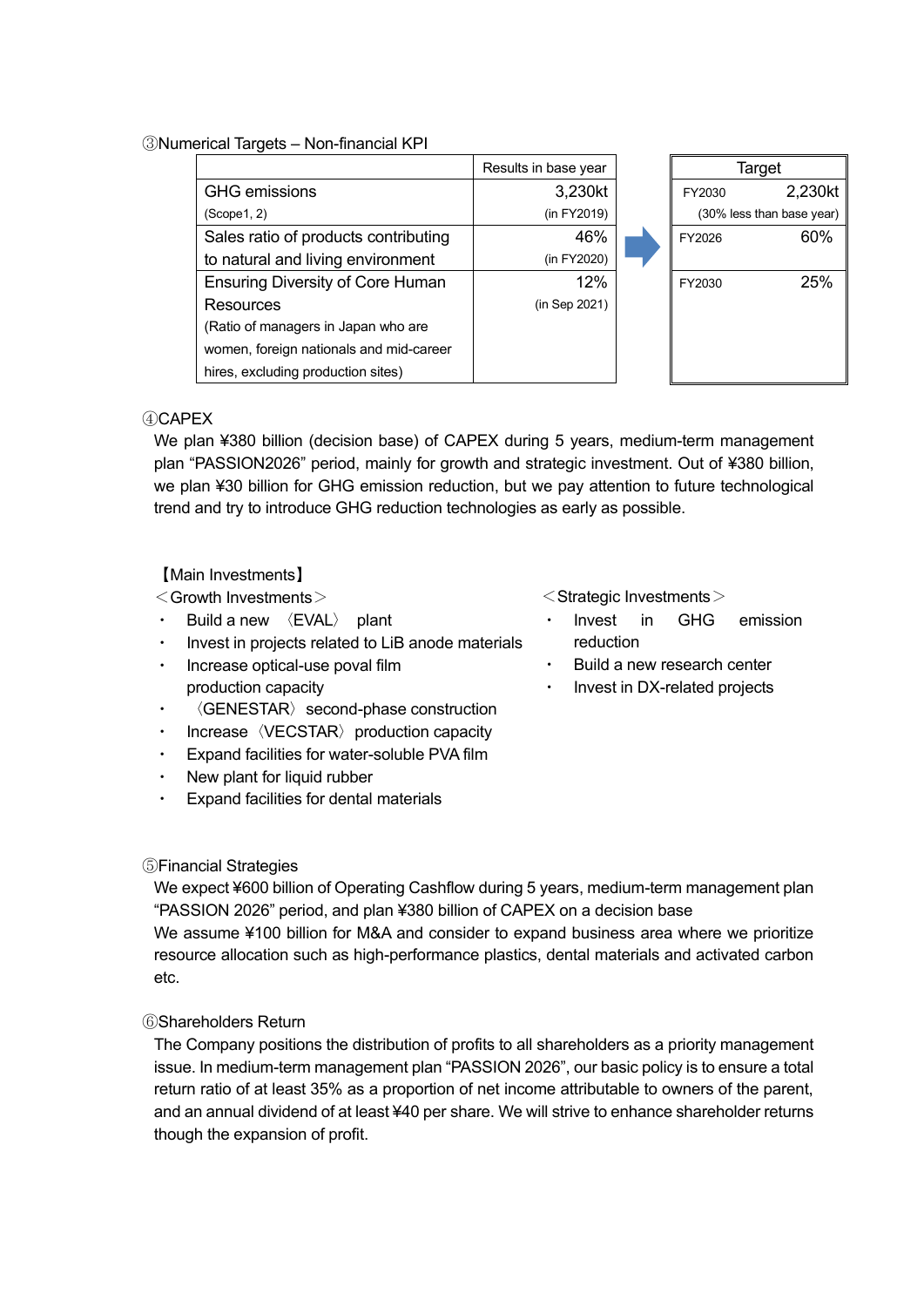### ③Numerical Targets – Non-financial KPI

| | Results in base year | | Target | |
|---|---|---|---|---|
| GHG emissions (Scope1, 2) | 3,230kt (in FY2019) | → | FY2030 | 2,230kt (30% less than base year) |
| Sales ratio of products contributing to natural and living environment | 46% (in FY2020) | → | FY2026 | 60% |
| Ensuring Diversity of Core Human Resources (Ratio of managers in Japan who are women, foreign nationals and mid-career hires, excluding production sites) | 12% (in Sep 2021) | → | FY2030 | 25% |

### ④CAPEX

We plan ¥380 billion (decision base) of CAPEX during 5 years, medium-term management plan "PASSION2026" period, mainly for growth and strategic investment. Out of ¥380 billion, we plan ¥30 billion for GHG emission reduction, but we pay attention to future technological trend and try to introduce GHG reduction technologies as early as possible.

【Main Investments】

＜Growth Investments＞

- Build a new 〈EVAL〉 plant
- Invest in projects related to LiB anode materials
- Increase optical-use poval film production capacity
- 〈GENESTAR〉 second-phase construction
- Increase〈VECSTAR〉production capacity
- Expand facilities for water-soluble PVA film
- New plant for liquid rubber
- Expand facilities for dental materials

＜Strategic Investments＞

- Invest in GHG emission reduction
- Build a new research center
- Invest in DX-related projects

### ⑤Financial Strategies

We expect ¥600 billion of Operating Cashflow during 5 years, medium-term management plan "PASSION 2026" period, and plan ¥380 billion of CAPEX on a decision base

We assume ¥100 billion for M&A and consider to expand business area where we prioritize resource allocation such as high-performance plastics, dental materials and activated carbon etc.

### ⑥Shareholders Return

The Company positions the distribution of profits to all shareholders as a priority management issue. In medium-term management plan "PASSION 2026", our basic policy is to ensure a total return ratio of at least 35% as a proportion of net income attributable to owners of the parent, and an annual dividend of at least ¥40 per share. We will strive to enhance shareholder returns though the expansion of profit.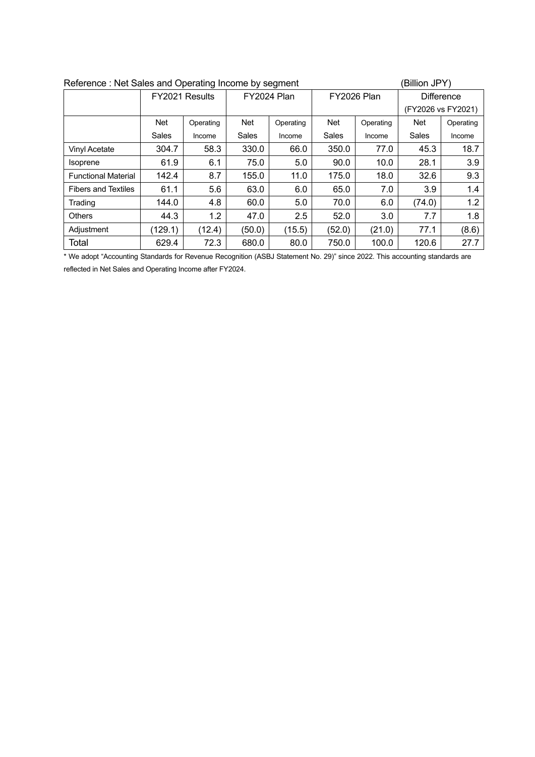Reference : Net Sales and Operating Income by segment (Billion JPY)

| | FY2021 Results | | FY2024 Plan | | FY2026 Plan | | Difference (FY2026 vs FY2021) | |
|---|---|---|---|---|---|---|---|---|
| | Net Sales | Operating Income | Net Sales | Operating Income | Net Sales | Operating Income | Net Sales | Operating Income |
| Vinyl Acetate | 304.7 | 58.3 | 330.0 | 66.0 | 350.0 | 77.0 | 45.3 | 18.7 |
| Isoprene | 61.9 | 6.1 | 75.0 | 5.0 | 90.0 | 10.0 | 28.1 | 3.9 |
| Functional Material | 142.4 | 8.7 | 155.0 | 11.0 | 175.0 | 18.0 | 32.6 | 9.3 |
| Fibers and Textiles | 61.1 | 5.6 | 63.0 | 6.0 | 65.0 | 7.0 | 3.9 | 1.4 |
| Trading | 144.0 | 4.8 | 60.0 | 5.0 | 70.0 | 6.0 | (74.0) | 1.2 |
| Others | 44.3 | 1.2 | 47.0 | 2.5 | 52.0 | 3.0 | 7.7 | 1.8 |
| Adjustment | (129.1) | (12.4) | (50.0) | (15.5) | (52.0) | (21.0) | 77.1 | (8.6) |
| Total | 629.4 | 72.3 | 680.0 | 80.0 | 750.0 | 100.0 | 120.6 | 27.7 |

* We adopt “Accounting Standards for Revenue Recognition (ASBJ Statement No. 29)” since 2022. This accounting standards are reflected in Net Sales and Operating Income after FY2024.